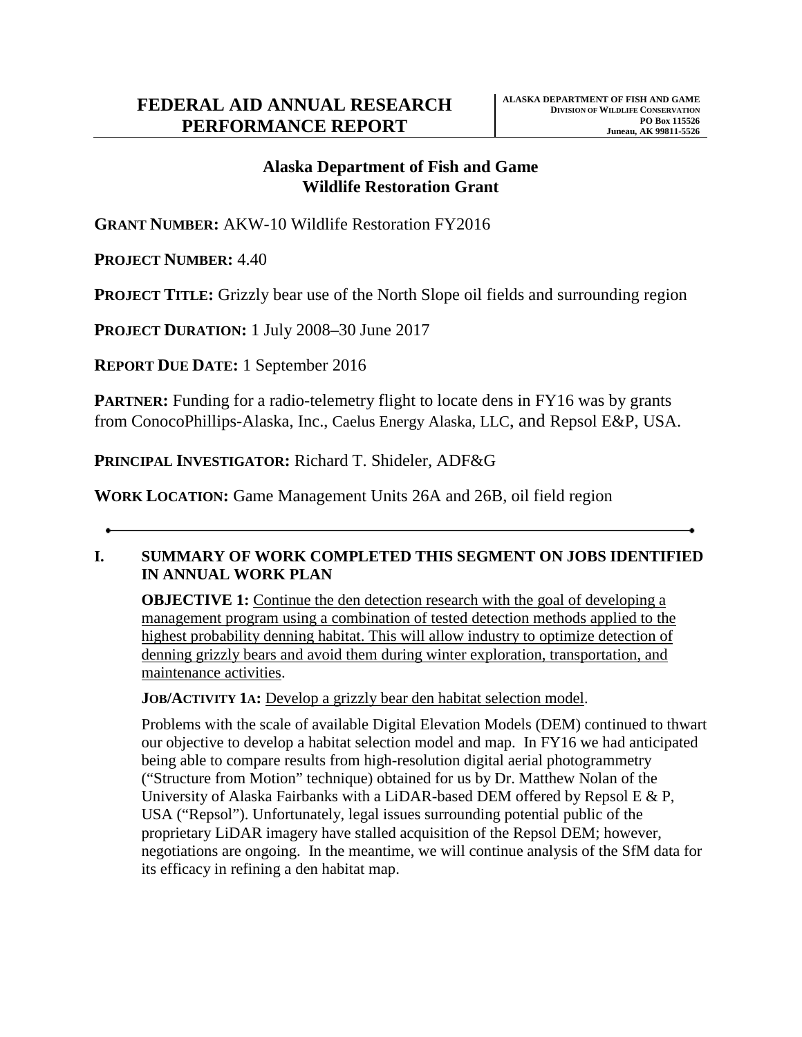# FEDERAL AID ANNUAL RESEARCH PERFORMANCE REPORT

**ALASKA DEPARTMENT OF FISH AND GAME**
**DIVISION OF WILDLIFE CONSERVATION**
**PO Box 115526**
**Juneau, AK 99811-5526**

## Alaska Department of Fish and Game
## Wildlife Restoration Grant

**GRANT NUMBER:** AKW-10 Wildlife Restoration FY2016

**PROJECT NUMBER:** 4.40

**PROJECT TITLE:** Grizzly bear use of the North Slope oil fields and surrounding region

**PROJECT DURATION:** 1 July 2008–30 June 2017

**REPORT DUE DATE:** 1 September 2016

**PARTNER:** Funding for a radio-telemetry flight to locate dens in FY16 was by grants from ConocoPhillips-Alaska, Inc., Caelus Energy Alaska, LLC, and Repsol E&P, USA.

**PRINCIPAL INVESTIGATOR:** Richard T. Shideler, ADF&G

**WORK LOCATION:** Game Management Units 26A and 26B, oil field region

---

## I. SUMMARY OF WORK COMPLETED THIS SEGMENT ON JOBS IDENTIFIED IN ANNUAL WORK PLAN

**OBJECTIVE 1:** Continue the den detection research with the goal of developing a management program using a combination of tested detection methods applied to the highest probability denning habitat. This will allow industry to optimize detection of denning grizzly bears and avoid them during winter exploration, transportation, and maintenance activities.

**JOB/ACTIVITY 1A:** Develop a grizzly bear den habitat selection model.

Problems with the scale of available Digital Elevation Models (DEM) continued to thwart our objective to develop a habitat selection model and map. In FY16 we had anticipated being able to compare results from high-resolution digital aerial photogrammetry ("Structure from Motion" technique) obtained for us by Dr. Matthew Nolan of the University of Alaska Fairbanks with a LiDAR-based DEM offered by Repsol E & P, USA ("Repsol"). Unfortunately, legal issues surrounding potential public of the proprietary LiDAR imagery have stalled acquisition of the Repsol DEM; however, negotiations are ongoing. In the meantime, we will continue analysis of the SfM data for its efficacy in refining a den habitat map.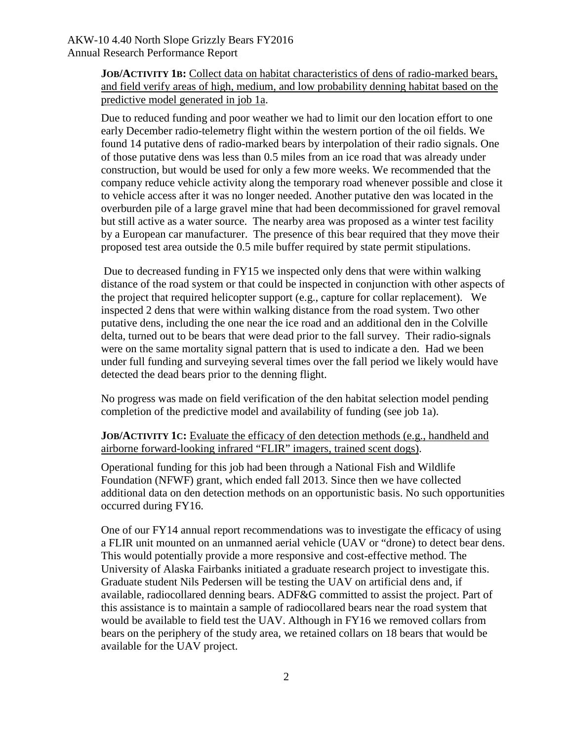**JOB/ACTIVITY 1B:** Collect data on habitat characteristics of dens of radio-marked bears, and field verify areas of high, medium, and low probability denning habitat based on the predictive model generated in job 1a.

Due to reduced funding and poor weather we had to limit our den location effort to one early December radio-telemetry flight within the western portion of the oil fields. We found 14 putative dens of radio-marked bears by interpolation of their radio signals. One of those putative dens was less than 0.5 miles from an ice road that was already under construction, but would be used for only a few more weeks. We recommended that the company reduce vehicle activity along the temporary road whenever possible and close it to vehicle access after it was no longer needed. Another putative den was located in the overburden pile of a large gravel mine that had been decommissioned for gravel removal but still active as a water source. The nearby area was proposed as a winter test facility by a European car manufacturer. The presence of this bear required that they move their proposed test area outside the 0.5 mile buffer required by state permit stipulations.

Due to decreased funding in FY15 we inspected only dens that were within walking distance of the road system or that could be inspected in conjunction with other aspects of the project that required helicopter support (e.g., capture for collar replacement). We inspected 2 dens that were within walking distance from the road system. Two other putative dens, including the one near the ice road and an additional den in the Colville delta, turned out to be bears that were dead prior to the fall survey. Their radio-signals were on the same mortality signal pattern that is used to indicate a den. Had we been under full funding and surveying several times over the fall period we likely would have detected the dead bears prior to the denning flight.

No progress was made on field verification of the den habitat selection model pending completion of the predictive model and availability of funding (see job 1a).

**JOB/ACTIVITY 1C:** Evaluate the efficacy of den detection methods (e.g., handheld and airborne forward-looking infrared "FLIR" imagers, trained scent dogs).

Operational funding for this job had been through a National Fish and Wildlife Foundation (NFWF) grant, which ended fall 2013. Since then we have collected additional data on den detection methods on an opportunistic basis. No such opportunities occurred during FY16.

One of our FY14 annual report recommendations was to investigate the efficacy of using a FLIR unit mounted on an unmanned aerial vehicle (UAV or "drone) to detect bear dens. This would potentially provide a more responsive and cost-effective method. The University of Alaska Fairbanks initiated a graduate research project to investigate this. Graduate student Nils Pedersen will be testing the UAV on artificial dens and, if available, radiocollared denning bears. ADF&G committed to assist the project. Part of this assistance is to maintain a sample of radiocollared bears near the road system that would be available to field test the UAV. Although in FY16 we removed collars from bears on the periphery of the study area, we retained collars on 18 bears that would be available for the UAV project.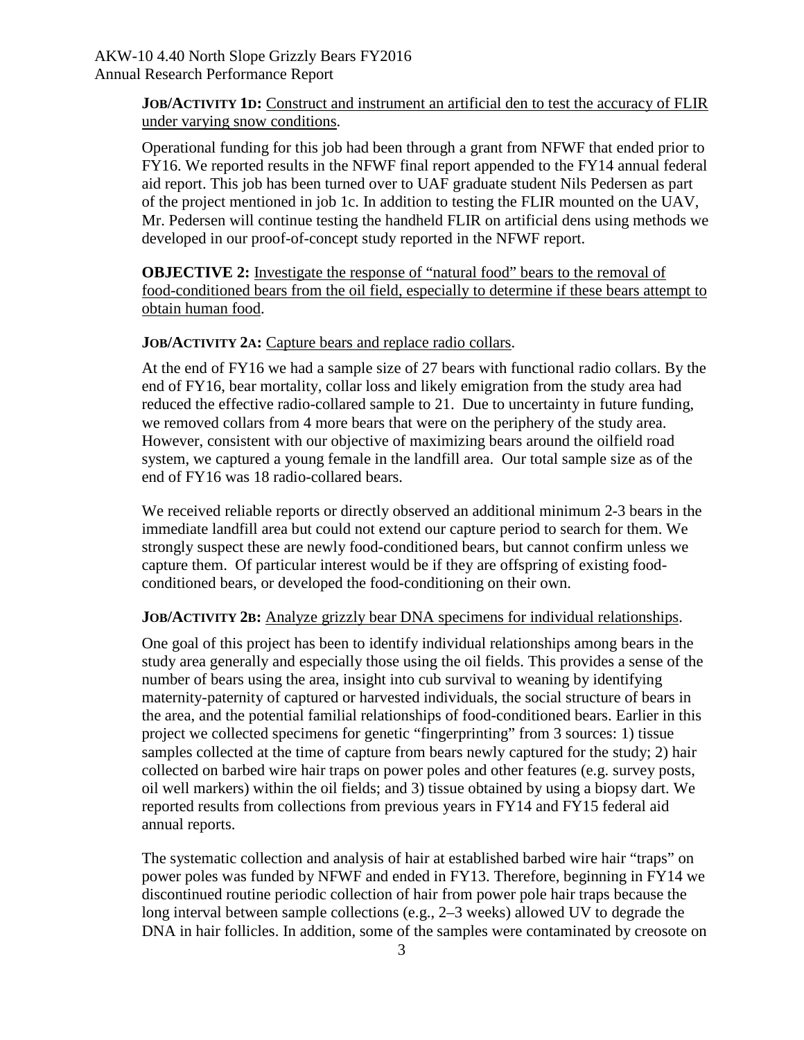**JOB/ACTIVITY 1D:** Construct and instrument an artificial den to test the accuracy of FLIR under varying snow conditions.

Operational funding for this job had been through a grant from NFWF that ended prior to FY16. We reported results in the NFWF final report appended to the FY14 annual federal aid report. This job has been turned over to UAF graduate student Nils Pedersen as part of the project mentioned in job 1c. In addition to testing the FLIR mounted on the UAV, Mr. Pedersen will continue testing the handheld FLIR on artificial dens using methods we developed in our proof-of-concept study reported in the NFWF report.

**OBJECTIVE 2:** Investigate the response of "natural food" bears to the removal of food-conditioned bears from the oil field, especially to determine if these bears attempt to obtain human food.

**JOB/ACTIVITY 2A:** Capture bears and replace radio collars.

At the end of FY16 we had a sample size of 27 bears with functional radio collars. By the end of FY16, bear mortality, collar loss and likely emigration from the study area had reduced the effective radio-collared sample to 21. Due to uncertainty in future funding, we removed collars from 4 more bears that were on the periphery of the study area. However, consistent with our objective of maximizing bears around the oilfield road system, we captured a young female in the landfill area. Our total sample size as of the end of FY16 was 18 radio-collared bears.

We received reliable reports or directly observed an additional minimum 2-3 bears in the immediate landfill area but could not extend our capture period to search for them. We strongly suspect these are newly food-conditioned bears, but cannot confirm unless we capture them. Of particular interest would be if they are offspring of existing food-conditioned bears, or developed the food-conditioning on their own.

**JOB/ACTIVITY 2B:** Analyze grizzly bear DNA specimens for individual relationships.

One goal of this project has been to identify individual relationships among bears in the study area generally and especially those using the oil fields. This provides a sense of the number of bears using the area, insight into cub survival to weaning by identifying maternity-paternity of captured or harvested individuals, the social structure of bears in the area, and the potential familial relationships of food-conditioned bears. Earlier in this project we collected specimens for genetic "fingerprinting" from 3 sources: 1) tissue samples collected at the time of capture from bears newly captured for the study; 2) hair collected on barbed wire hair traps on power poles and other features (e.g. survey posts, oil well markers) within the oil fields; and 3) tissue obtained by using a biopsy dart. We reported results from collections from previous years in FY14 and FY15 federal aid annual reports.

The systematic collection and analysis of hair at established barbed wire hair "traps" on power poles was funded by NFWF and ended in FY13. Therefore, beginning in FY14 we discontinued routine periodic collection of hair from power pole hair traps because the long interval between sample collections (e.g., 2–3 weeks) allowed UV to degrade the DNA in hair follicles. In addition, some of the samples were contaminated by creosote on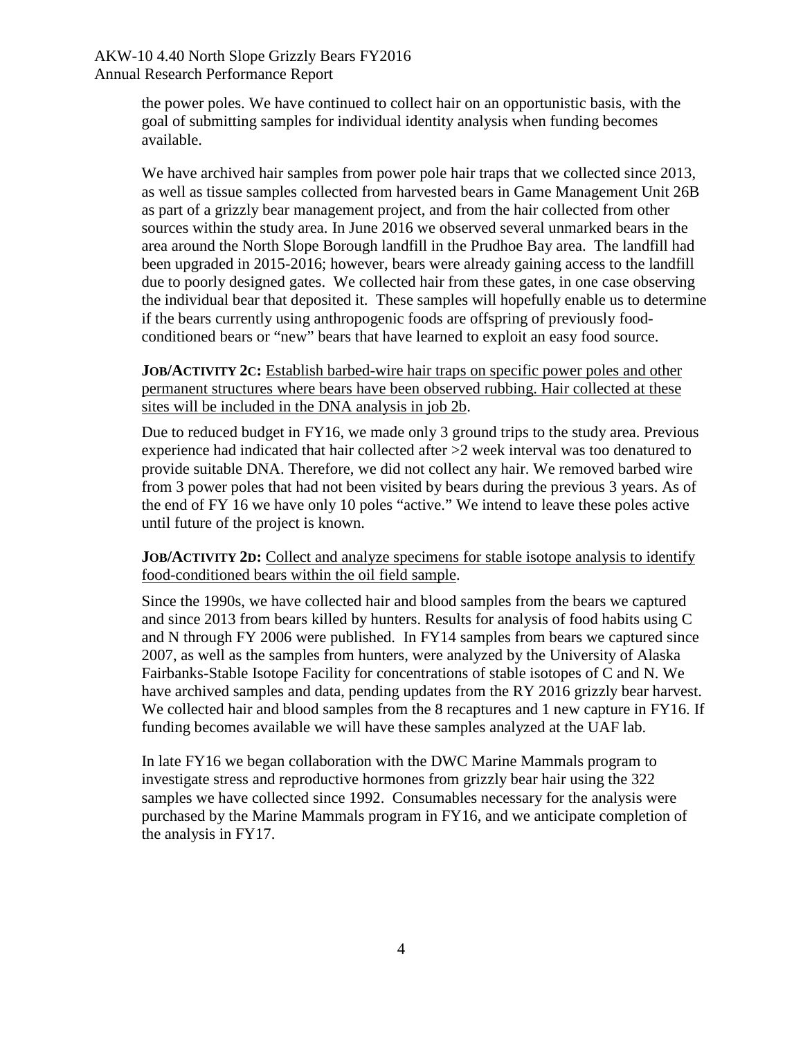the power poles. We have continued to collect hair on an opportunistic basis, with the goal of submitting samples for individual identity analysis when funding becomes available.

We have archived hair samples from power pole hair traps that we collected since 2013, as well as tissue samples collected from harvested bears in Game Management Unit 26B as part of a grizzly bear management project, and from the hair collected from other sources within the study area. In June 2016 we observed several unmarked bears in the area around the North Slope Borough landfill in the Prudhoe Bay area. The landfill had been upgraded in 2015-2016; however, bears were already gaining access to the landfill due to poorly designed gates. We collected hair from these gates, in one case observing the individual bear that deposited it. These samples will hopefully enable us to determine if the bears currently using anthropogenic foods are offspring of previously food-conditioned bears or "new" bears that have learned to exploit an easy food source.

**JOB/ACTIVITY 2C:** Establish barbed-wire hair traps on specific power poles and other permanent structures where bears have been observed rubbing. Hair collected at these sites will be included in the DNA analysis in job 2b.

Due to reduced budget in FY16, we made only 3 ground trips to the study area. Previous experience had indicated that hair collected after >2 week interval was too denatured to provide suitable DNA. Therefore, we did not collect any hair. We removed barbed wire from 3 power poles that had not been visited by bears during the previous 3 years. As of the end of FY 16 we have only 10 poles "active." We intend to leave these poles active until future of the project is known.

**JOB/ACTIVITY 2D:** Collect and analyze specimens for stable isotope analysis to identify food-conditioned bears within the oil field sample.

Since the 1990s, we have collected hair and blood samples from the bears we captured and since 2013 from bears killed by hunters. Results for analysis of food habits using C and N through FY 2006 were published. In FY14 samples from bears we captured since 2007, as well as the samples from hunters, were analyzed by the University of Alaska Fairbanks-Stable Isotope Facility for concentrations of stable isotopes of C and N. We have archived samples and data, pending updates from the RY 2016 grizzly bear harvest. We collected hair and blood samples from the 8 recaptures and 1 new capture in FY16. If funding becomes available we will have these samples analyzed at the UAF lab.

In late FY16 we began collaboration with the DWC Marine Mammals program to investigate stress and reproductive hormones from grizzly bear hair using the 322 samples we have collected since 1992. Consumables necessary for the analysis were purchased by the Marine Mammals program in FY16, and we anticipate completion of the analysis in FY17.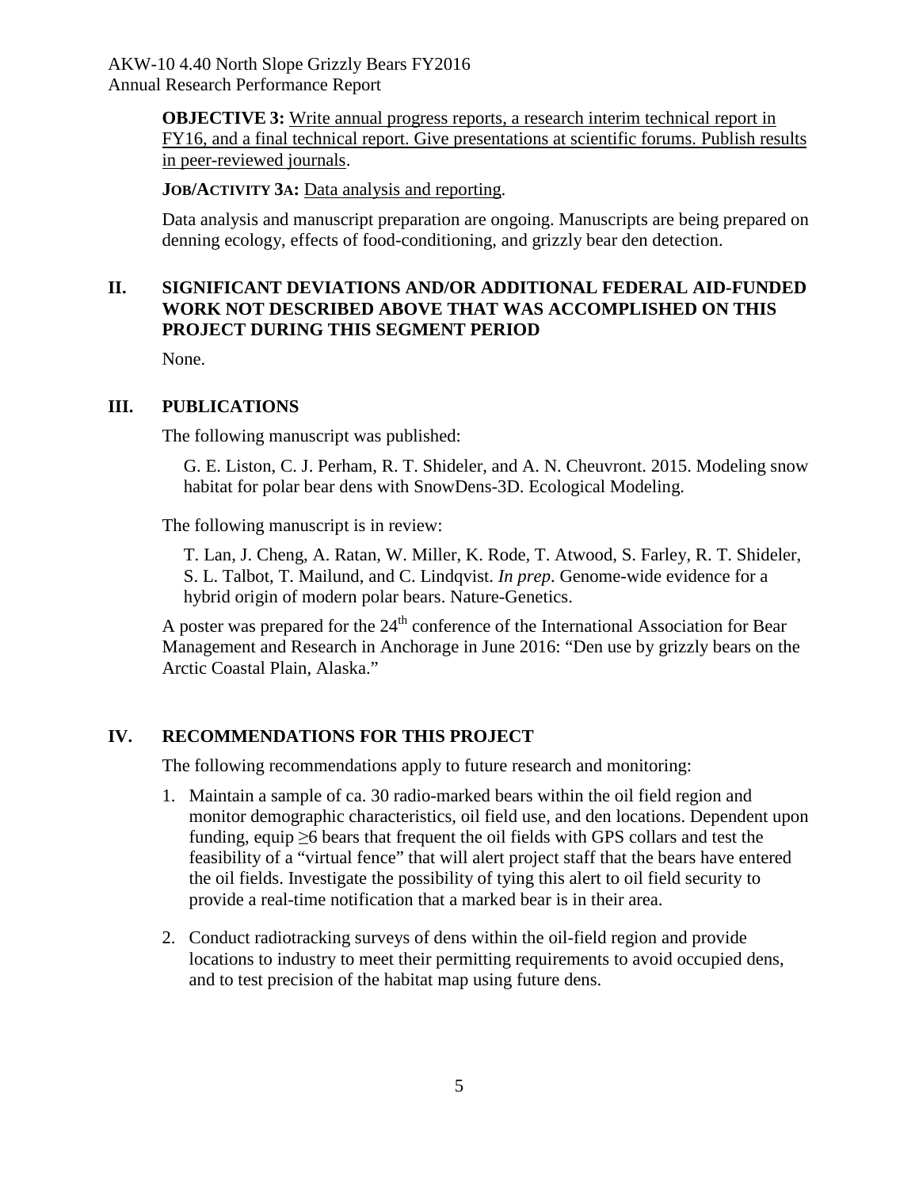**OBJECTIVE 3:** Write annual progress reports, a research interim technical report in FY16, and a final technical report. Give presentations at scientific forums. Publish results in peer-reviewed journals.

**JOB/ACTIVITY 3A:** Data analysis and reporting.

Data analysis and manuscript preparation are ongoing. Manuscripts are being prepared on denning ecology, effects of food-conditioning, and grizzly bear den detection.

## II. SIGNIFICANT DEVIATIONS AND/OR ADDITIONAL FEDERAL AID-FUNDED WORK NOT DESCRIBED ABOVE THAT WAS ACCOMPLISHED ON THIS PROJECT DURING THIS SEGMENT PERIOD

None.

## III. PUBLICATIONS

The following manuscript was published:

G. E. Liston, C. J. Perham, R. T. Shideler, and A. N. Cheuvront. 2015. Modeling snow habitat for polar bear dens with SnowDens-3D. Ecological Modeling.

The following manuscript is in review:

T. Lan, J. Cheng, A. Ratan, W. Miller, K. Rode, T. Atwood, S. Farley, R. T. Shideler, S. L. Talbot, T. Mailund, and C. Lindqvist. *In prep*. Genome-wide evidence for a hybrid origin of modern polar bears. Nature-Genetics.

A poster was prepared for the 24th conference of the International Association for Bear Management and Research in Anchorage in June 2016: "Den use by grizzly bears on the Arctic Coastal Plain, Alaska."

## IV. RECOMMENDATIONS FOR THIS PROJECT

The following recommendations apply to future research and monitoring:

1. Maintain a sample of ca. 30 radio-marked bears within the oil field region and monitor demographic characteristics, oil field use, and den locations. Dependent upon funding, equip $\geq$6 bears that frequent the oil fields with GPS collars and test the feasibility of a "virtual fence" that will alert project staff that the bears have entered the oil fields. Investigate the possibility of tying this alert to oil field security to provide a real-time notification that a marked bear is in their area.
2. Conduct radiotracking surveys of dens within the oil-field region and provide locations to industry to meet their permitting requirements to avoid occupied dens, and to test precision of the habitat map using future dens.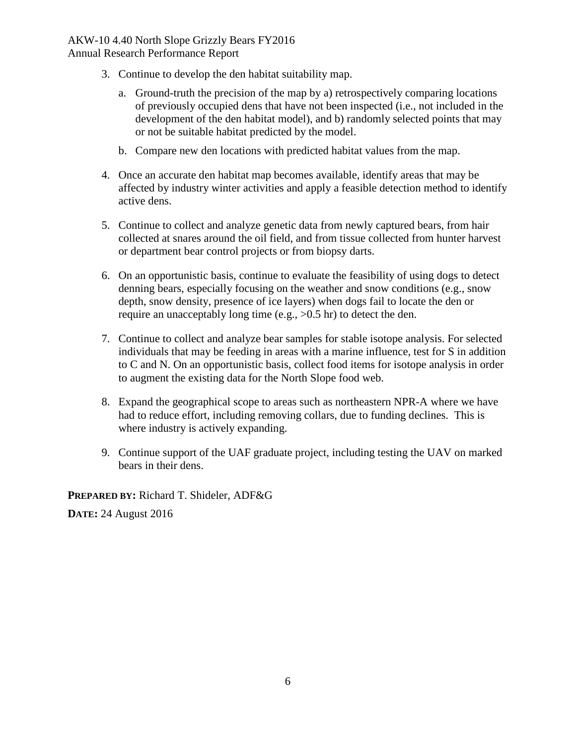3. Continue to develop the den habitat suitability map.

    a. Ground-truth the precision of the map by a) retrospectively comparing locations of previously occupied dens that have not been inspected (i.e., not included in the development of the den habitat model), and b) randomly selected points that may or not be suitable habitat predicted by the model.

    b. Compare new den locations with predicted habitat values from the map.

4. Once an accurate den habitat map becomes available, identify areas that may be affected by industry winter activities and apply a feasible detection method to identify active dens.

5. Continue to collect and analyze genetic data from newly captured bears, from hair collected at snares around the oil field, and from tissue collected from hunter harvest or department bear control projects or from biopsy darts.

6. On an opportunistic basis, continue to evaluate the feasibility of using dogs to detect denning bears, especially focusing on the weather and snow conditions (e.g., snow depth, snow density, presence of ice layers) when dogs fail to locate the den or require an unacceptably long time (e.g., >0.5 hr) to detect the den.

7. Continue to collect and analyze bear samples for stable isotope analysis. For selected individuals that may be feeding in areas with a marine influence, test for S in addition to C and N. On an opportunistic basis, collect food items for isotope analysis in order to augment the existing data for the North Slope food web.

8. Expand the geographical scope to areas such as northeastern NPR-A where we have had to reduce effort, including removing collars, due to funding declines. This is where industry is actively expanding.

9. Continue support of the UAF graduate project, including testing the UAV on marked bears in their dens.

**PREPARED BY:** Richard T. Shideler, ADF&G

**DATE:** 24 August 2016